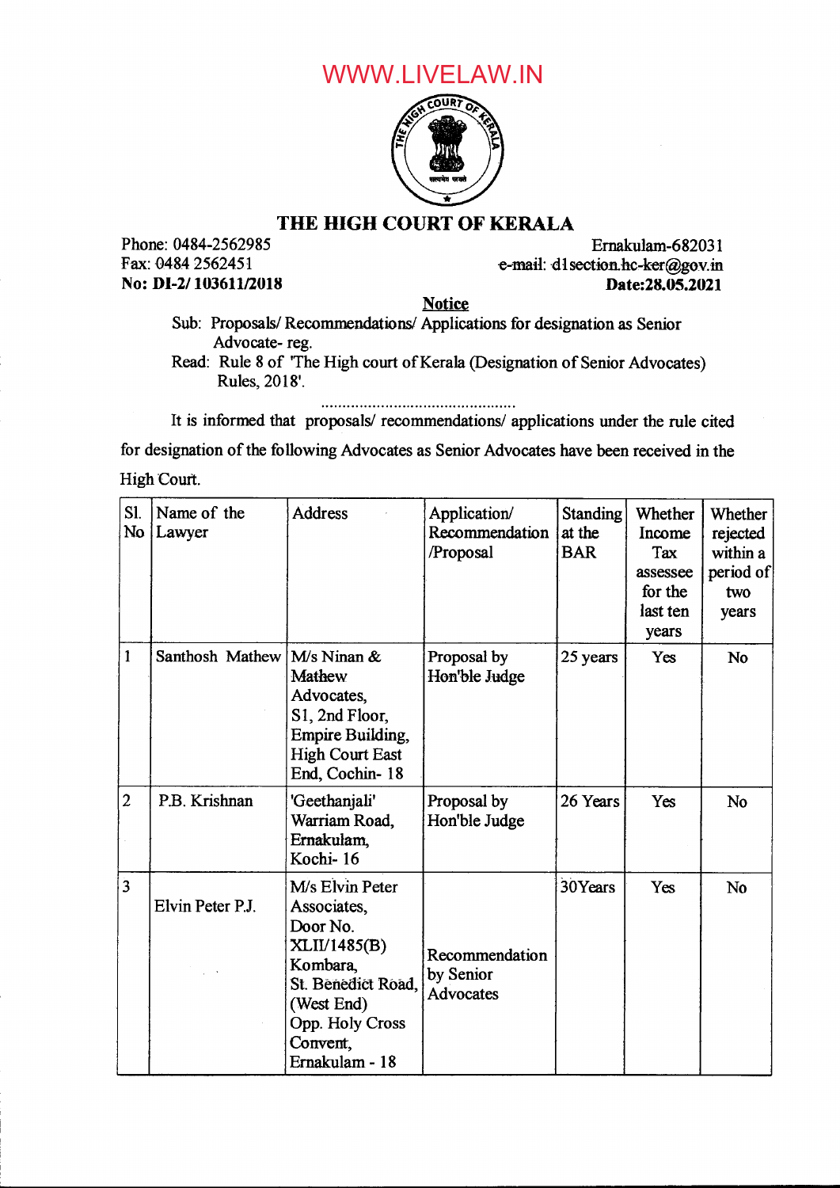WWW.LIVELAW.IN

# THE HIGH COURT OF KERALA

Phone: 0484-2562985
Fax: 0484 2562451
**No: DI-2/ 103611/2018**

Ernakulam-682031
e-mail: d1section.hc-ker@gov.in
**Date:28.05.2021**

**Notice**

Sub: Proposals/ Recommendations/ Applications for designation as Senior Advocate- reg.

Read: Rule 8 of 'The High court of Kerala (Designation of Senior Advocates) Rules, 2018'.

.............................................

It is informed that proposals/ recommendations/ applications under the rule cited for designation of the following Advocates as Senior Advocates have been received in the High Court.

| Sl. No | Name of the Lawyer | Address | Application/ Recommendation /Proposal | Standing at the BAR | Whether Income Tax assessee for the last ten years | Whether rejected within a period of two years |
|---|---|---|---|---|---|---|
| 1 | Santhosh Mathew | M/s Ninan & Mathew Advocates, S1, 2nd Floor, Empire Building, High Court East End, Cochin- 18 | Proposal by Hon'ble Judge | 25 years | Yes | No |
| 2 | P.B. Krishnan | 'Geethanjali' Warriam Road, Ernakulam, Kochi- 16 | Proposal by Hon'ble Judge | 26 Years | Yes | No |
| 3 | Elvin Peter P.J. | M/s Elvin Peter Associates, Door No. XLII/1485(B) Kombara, St. Benedict Road, (West End) Opp. Holy Cross Convent, Ernakulam - 18 | Recommendation by Senior Advocates | 30Years | Yes | No |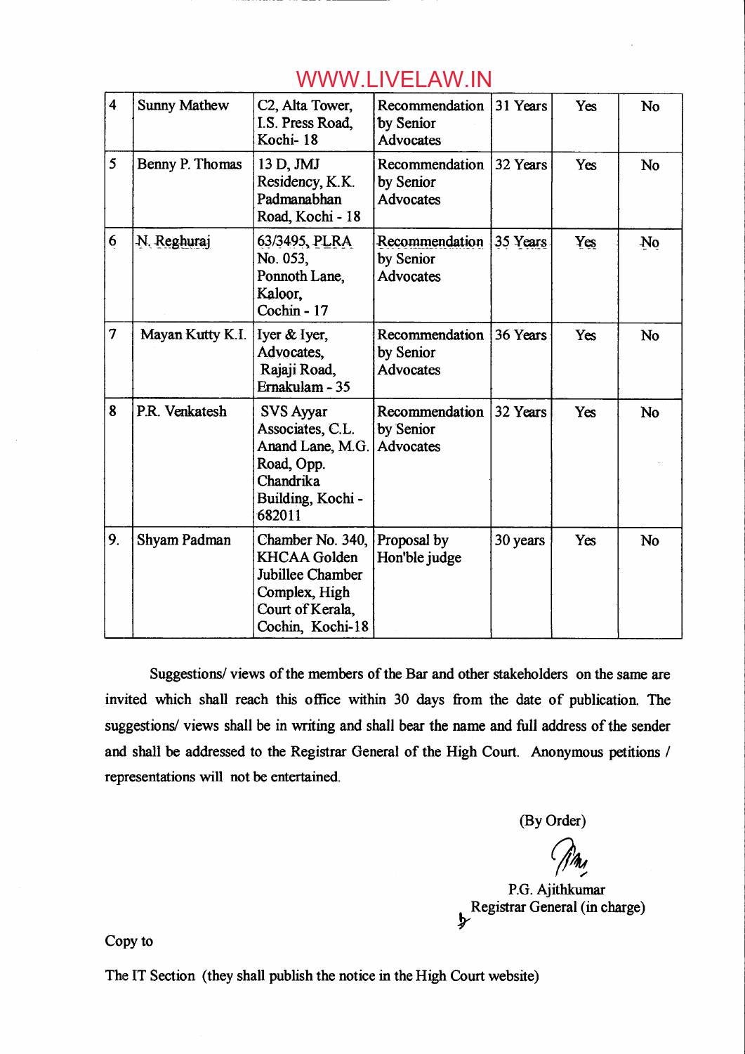| | | | | | | |
|---|---|---|---|---|---|---|
| 4 | Sunny Mathew | C2, Alta Tower, I.S. Press Road, Kochi- 18 | Recommendation by Senior Advocates | 31 Years | Yes | No |
| 5 | Benny P. Thomas | 13 D, JMJ Residency, K.K. Padmanabhan Road, Kochi - 18 | Recommendation by Senior Advocates | 32 Years | Yes | No |
| 6 | N. Reghuraj | 63/3495, PLRA No. 053, Ponnoth Lane, Kaloor, Cochin - 17 | Recommendation by Senior Advocates | 35 Years | Yes | No |
| 7 | Mayan Kutty K.I. | Iyer & Iyer, Advocates, Rajaji Road, Ernakulam - 35 | Recommendation by Senior Advocates | 36 Years | Yes | No |
| 8 | P.R. Venkatesh | SVS Ayyar Associates, C.L. Anand Lane, M.G. Road, Opp. Chandrika Building, Kochi - 682011 | Recommendation by Senior Advocates | 32 Years | Yes | No |
| 9. | Shyam Padman | Chamber No. 340, KHCAA Golden Jubillee Chamber Complex, High Court of Kerala, Cochin, Kochi-18 | Proposal by Hon'ble judge | 30 years | Yes | No |

Suggestions/ views of the members of the Bar and other stakeholders on the same are invited which shall reach this office within 30 days from the date of publication. The suggestions/ views shall be in writing and shall bear the name and full address of the sender and shall be addressed to the Registrar General of the High Court. Anonymous petitions / representations will not be entertained.

(By Order)

P.G. Ajithkumar
Registrar General (in charge)

Copy to

The IT Section (they shall publish the notice in the High Court website)